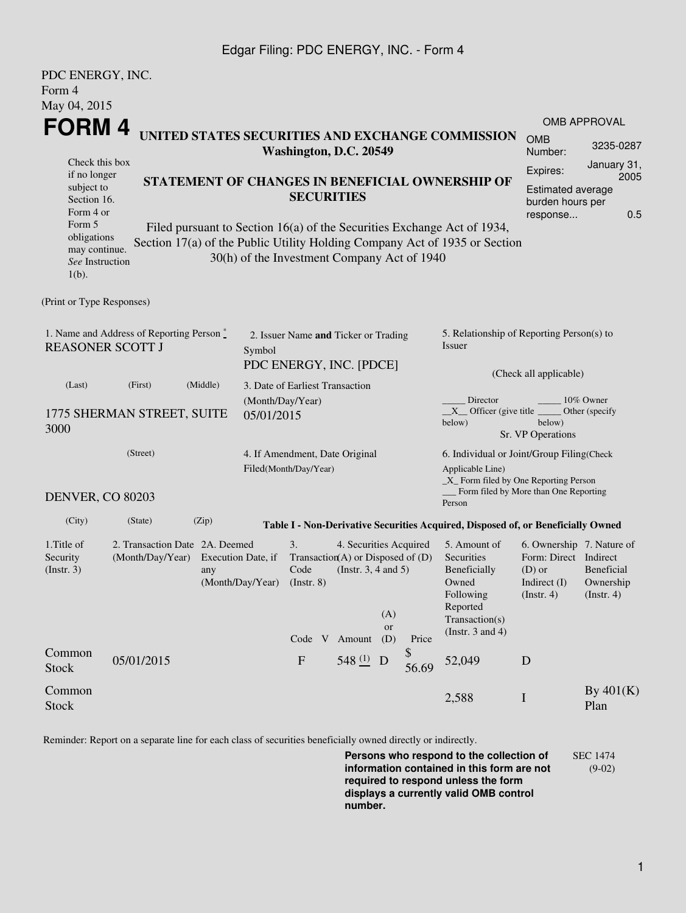PDC ENERGY, INC.
Form 4
May 04, 2015

# FORM 4

## UNITED STATES SECURITIES AND EXCHANGE COMMISSION
**Washington, D.C. 20549**

Check this box if no longer subject to Section 16. Form 4 or Form 5 obligations may continue. *See* Instruction 1(b).

### STATEMENT OF CHANGES IN BENEFICIAL OWNERSHIP OF SECURITIES

Filed pursuant to Section 16(a) of the Securities Exchange Act of 1934, Section 17(a) of the Public Utility Holding Company Act of 1935 or Section 30(h) of the Investment Company Act of 1940

| OMB APPROVAL | |
|---|---|
| OMB Number: | 3235-0287 |
| Expires: | January 31, 2005 |
| Estimated average burden hours per response... | 0.5 |

(Print or Type Responses)

1. Name and Address of Reporting Person *
REASONER SCOTT J

(Last) (First) (Middle)

1775 SHERMAN STREET, SUITE 3000

(Street)

DENVER, CO 80203

(City) (State) (Zip)

2. Issuer Name **and** Ticker or Trading Symbol
PDC ENERGY, INC. [PDCE]

3. Date of Earliest Transaction (Month/Day/Year)
05/01/2015

4. If Amendment, Date Original Filed(Month/Day/Year)

5. Relationship of Reporting Person(s) to Issuer

(Check all applicable)

_____ Director _____ 10% Owner
__X__ Officer (give title below) _____ Other (specify below)
Sr. VP Operations

6. Individual or Joint/Group Filing(Check Applicable Line)
_X_ Form filed by One Reporting Person
___ Form filed by More than One Reporting Person

**Table I - Non-Derivative Securities Acquired, Disposed of, or Beneficially Owned**

| 1.Title of Security (Instr. 3) | 2. Transaction Date (Month/Day/Year) | 2A. Deemed Execution Date, if any (Month/Day/Year) | 3. Transaction Code (Instr. 8) | | 4. Securities Acquired (A) or Disposed of (D) (Instr. 3, 4 and 5) | | | 5. Amount of Securities Beneficially Owned Following Reported Transaction(s) (Instr. 3 and 4) | 6. Ownership Form: Direct (D) or Indirect (I) (Instr. 4) | 7. Nature of Indirect Beneficial Ownership (Instr. 4) |
|---|---|---|---|---|---|---|---|---|---|---|
| | | | Code | V | Amount | (A) or (D) | Price | | | |
| Common Stock | 05/01/2015 | | F | | 548 (1) | D | $ 56.69 | 52,049 | D | |
| Common Stock | | | | | | | | 2,588 | I | By 401(K) Plan |

Reminder: Report on a separate line for each class of securities beneficially owned directly or indirectly.

**Persons who respond to the collection of information contained in this form are not required to respond unless the form displays a currently valid OMB control number.**

SEC 1474 (9-02)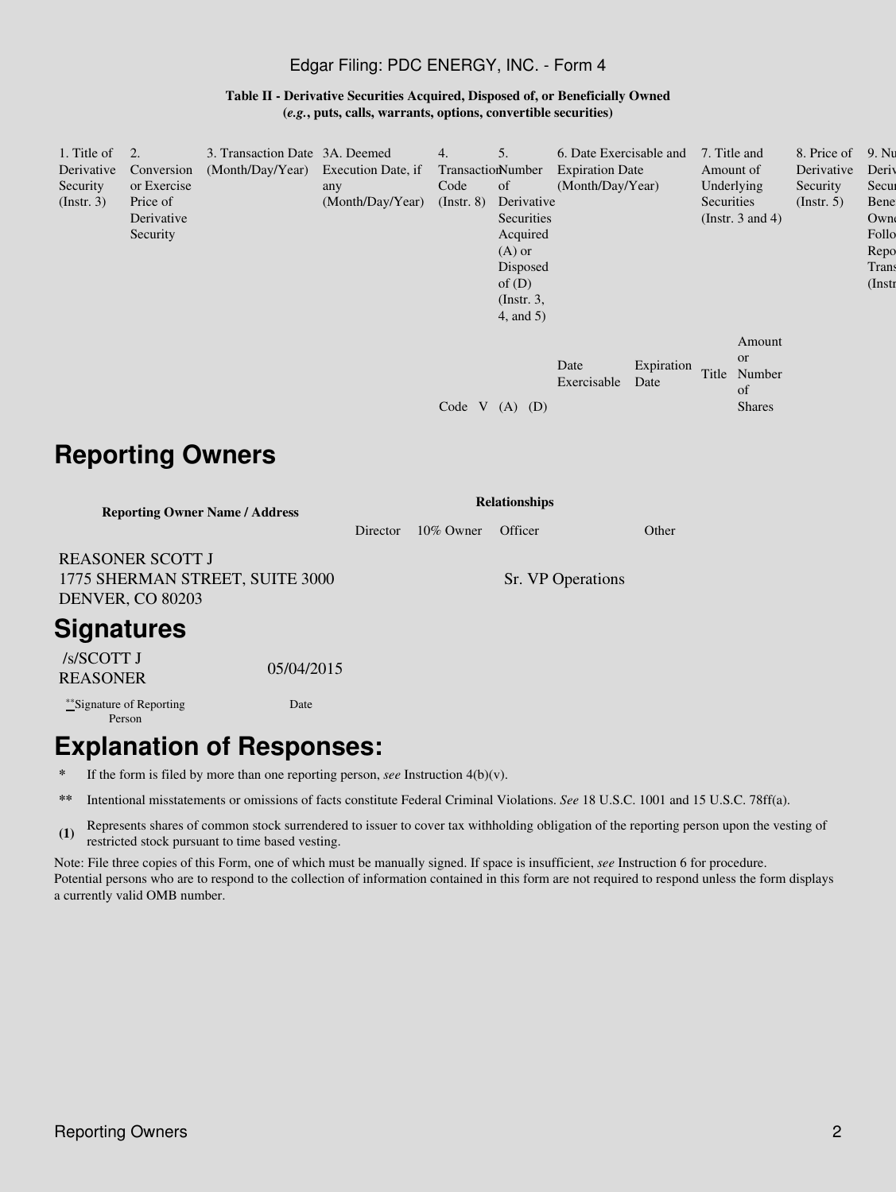Table II - Derivative Securities Acquired, Disposed of, or Beneficially Owned
(*e.g.*, puts, calls, warrants, options, convertible securities)

| 1. Title of Derivative Security (Instr. 3) | 2. Conversion or Exercise Price of Derivative Security | 3. Transaction Date (Month/Day/Year) | 3A. Deemed Execution Date, if any (Month/Day/Year) | 4. Transaction Code (Instr. 8) | | 5. Number of Derivative Securities Acquired (A) or Disposed of (D) (Instr. 3, 4, and 5) | | 6. Date Exercisable and Expiration Date (Month/Day/Year) | | 7. Title and Amount of Underlying Securities (Instr. 3 and 4) | | 8. Price of Derivative Security (Instr. 5) | 9. Nu Deriv Secur Bene Owne Follo Repo Trans (Instr |
|---|---|---|---|---|---|---|---|---|---|---|---|---|---|
| | | | | Code | V | (A) | (D) | Date Exercisable | Expiration Date | Title | Amount or Number of Shares | | |

## Reporting Owners

| Reporting Owner Name / Address | Relationships | | | |
|---|---|---|---|---|
| | Director | 10% Owner | Officer | Other |
| REASONER SCOTT J<br>1775 SHERMAN STREET, SUITE 3000<br>DENVER, CO 80203 | | | Sr. VP Operations | |

## Signatures

| /s/SCOTT J REASONER | 05/04/2015 |
|---|---|
| **Signature of Reporting Person | Date |

## Explanation of Responses:

\* If the form is filed by more than one reporting person, *see* Instruction 4(b)(v).

\*\* Intentional misstatements or omissions of facts constitute Federal Criminal Violations. *See* 18 U.S.C. 1001 and 15 U.S.C. 78ff(a).

**(1)** Represents shares of common stock surrendered to issuer to cover tax withholding obligation of the reporting person upon the vesting of restricted stock pursuant to time based vesting.

Note: File three copies of this Form, one of which must be manually signed. If space is insufficient, *see* Instruction 6 for procedure.
Potential persons who are to respond to the collection of information contained in this form are not required to respond unless the form displays a currently valid OMB number.